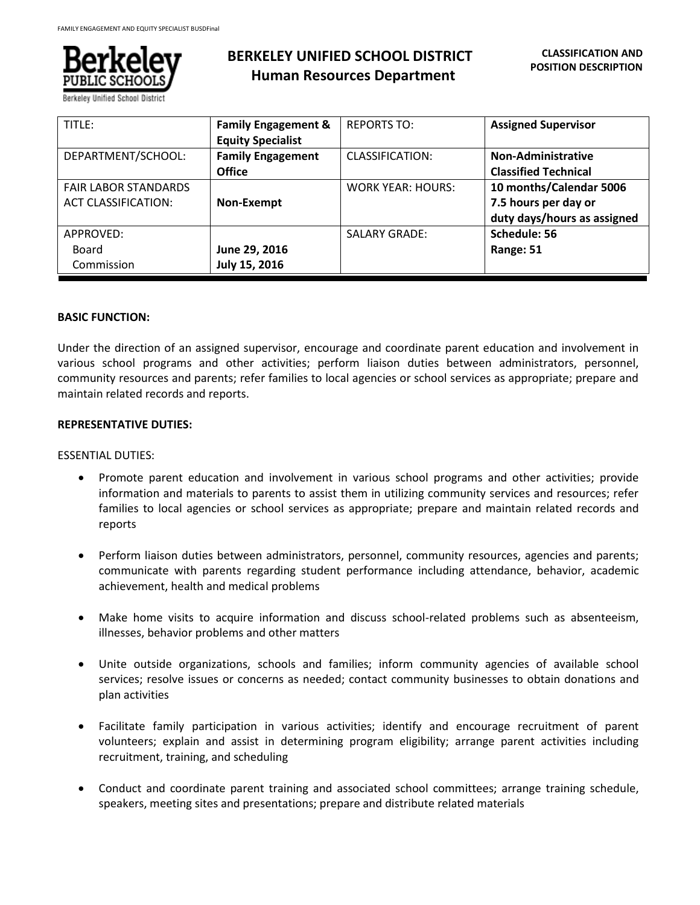# BERKELEY UNIFIED SCHOOL DISTRICT
## Human Resources Department

**CLASSIFICATION AND POSITION DESCRIPTION**

| TITLE: | **Family Engagement & Equity Specialist** | REPORTS TO: | **Assigned Supervisor** |
|---|---|---|---|
| DEPARTMENT/SCHOOL: | **Family Engagement Office** | CLASSIFICATION: | **Non-Administrative Classified Technical** |
| FAIR LABOR STANDARDS ACT CLASSIFICATION: | **Non-Exempt** | WORK YEAR: HOURS: | **10 months/Calendar 5006 7.5 hours per day or duty days/hours as assigned** |
| APPROVED: Board Commission | **June 29, 2016 July 15, 2016** | SALARY GRADE: | **Schedule: 56 Range: 51** |

**BASIC FUNCTION:**

Under the direction of an assigned supervisor, encourage and coordinate parent education and involvement in various school programs and other activities; perform liaison duties between administrators, personnel, community resources and parents; refer families to local agencies or school services as appropriate; prepare and maintain related records and reports.

**REPRESENTATIVE DUTIES:**

ESSENTIAL DUTIES:

- Promote parent education and involvement in various school programs and other activities; provide information and materials to parents to assist them in utilizing community services and resources; refer families to local agencies or school services as appropriate; prepare and maintain related records and reports

- Perform liaison duties between administrators, personnel, community resources, agencies and parents; communicate with parents regarding student performance including attendance, behavior, academic achievement, health and medical problems

- Make home visits to acquire information and discuss school-related problems such as absenteeism, illnesses, behavior problems and other matters

- Unite outside organizations, schools and families; inform community agencies of available school services; resolve issues or concerns as needed; contact community businesses to obtain donations and plan activities

- Facilitate family participation in various activities; identify and encourage recruitment of parent volunteers; explain and assist in determining program eligibility; arrange parent activities including recruitment, training, and scheduling

- Conduct and coordinate parent training and associated school committees; arrange training schedule, speakers, meeting sites and presentations; prepare and distribute related materials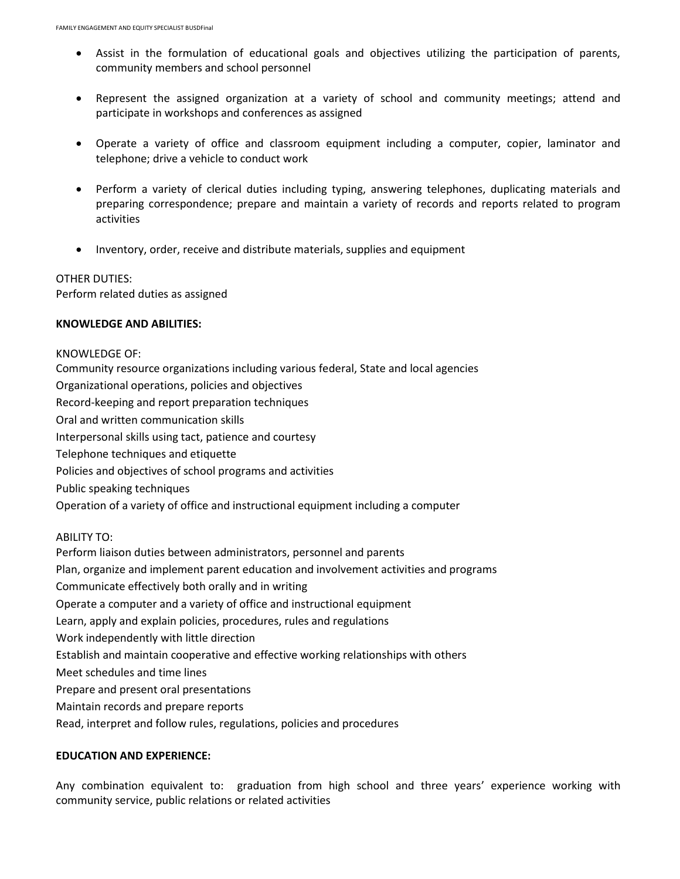- Assist in the formulation of educational goals and objectives utilizing the participation of parents, community members and school personnel

- Represent the assigned organization at a variety of school and community meetings; attend and participate in workshops and conferences as assigned

- Operate a variety of office and classroom equipment including a computer, copier, laminator and telephone; drive a vehicle to conduct work

- Perform a variety of clerical duties including typing, answering telephones, duplicating materials and preparing correspondence; prepare and maintain a variety of records and reports related to program activities

- Inventory, order, receive and distribute materials, supplies and equipment

OTHER DUTIES:
Perform related duties as assigned

**KNOWLEDGE AND ABILITIES:**

KNOWLEDGE OF:
Community resource organizations including various federal, State and local agencies
Organizational operations, policies and objectives
Record-keeping and report preparation techniques
Oral and written communication skills
Interpersonal skills using tact, patience and courtesy
Telephone techniques and etiquette
Policies and objectives of school programs and activities
Public speaking techniques
Operation of a variety of office and instructional equipment including a computer

ABILITY TO:
Perform liaison duties between administrators, personnel and parents
Plan, organize and implement parent education and involvement activities and programs
Communicate effectively both orally and in writing
Operate a computer and a variety of office and instructional equipment
Learn, apply and explain policies, procedures, rules and regulations
Work independently with little direction
Establish and maintain cooperative and effective working relationships with others
Meet schedules and time lines
Prepare and present oral presentations
Maintain records and prepare reports
Read, interpret and follow rules, regulations, policies and procedures

**EDUCATION AND EXPERIENCE:**

Any combination equivalent to: graduation from high school and three years' experience working with community service, public relations or related activities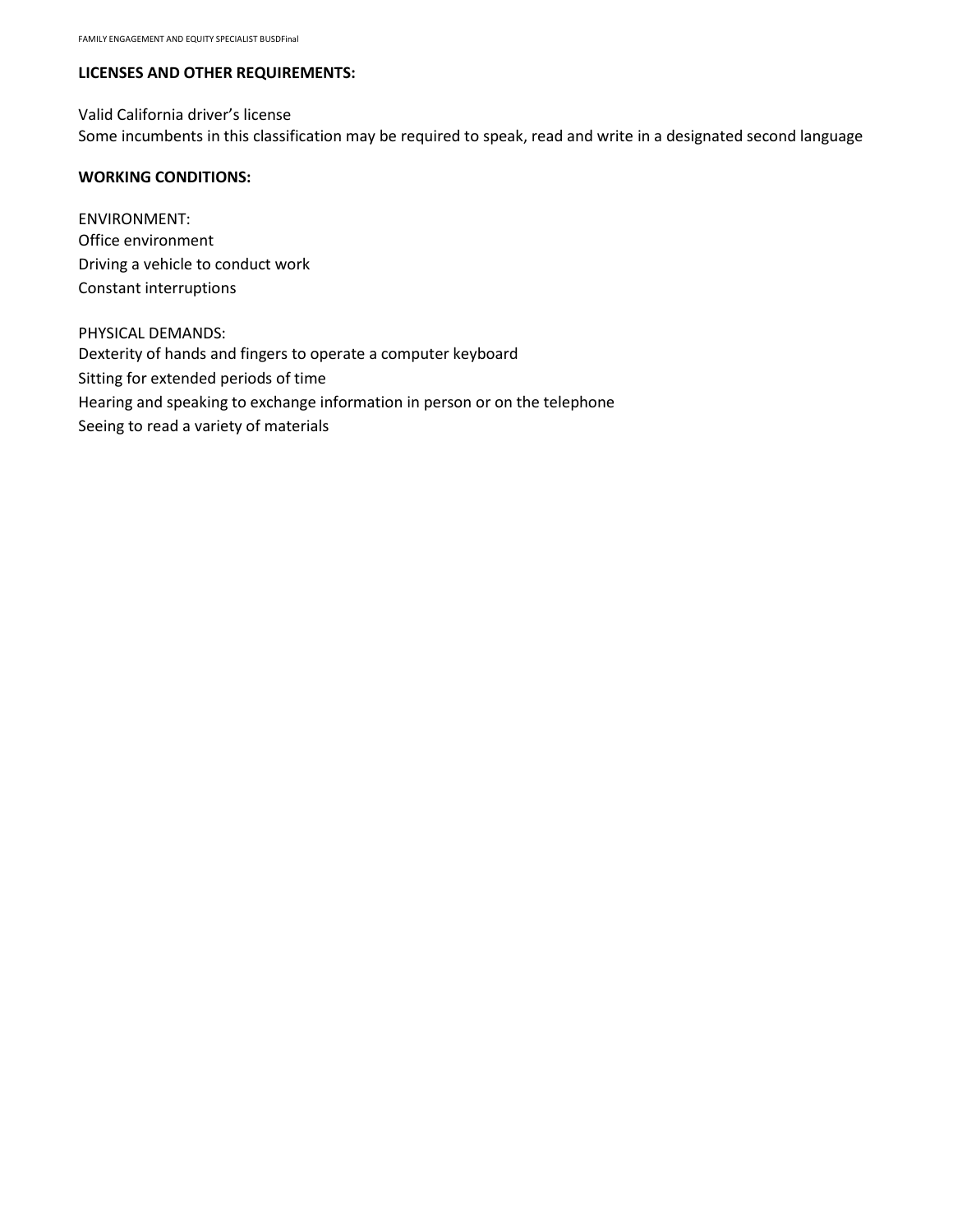**LICENSES AND OTHER REQUIREMENTS:**

Valid California driver's license
Some incumbents in this classification may be required to speak, read and write in a designated second language

**WORKING CONDITIONS:**

ENVIRONMENT:
Office environment
Driving a vehicle to conduct work
Constant interruptions

PHYSICAL DEMANDS:
Dexterity of hands and fingers to operate a computer keyboard
Sitting for extended periods of time
Hearing and speaking to exchange information in person or on the telephone
Seeing to read a variety of materials